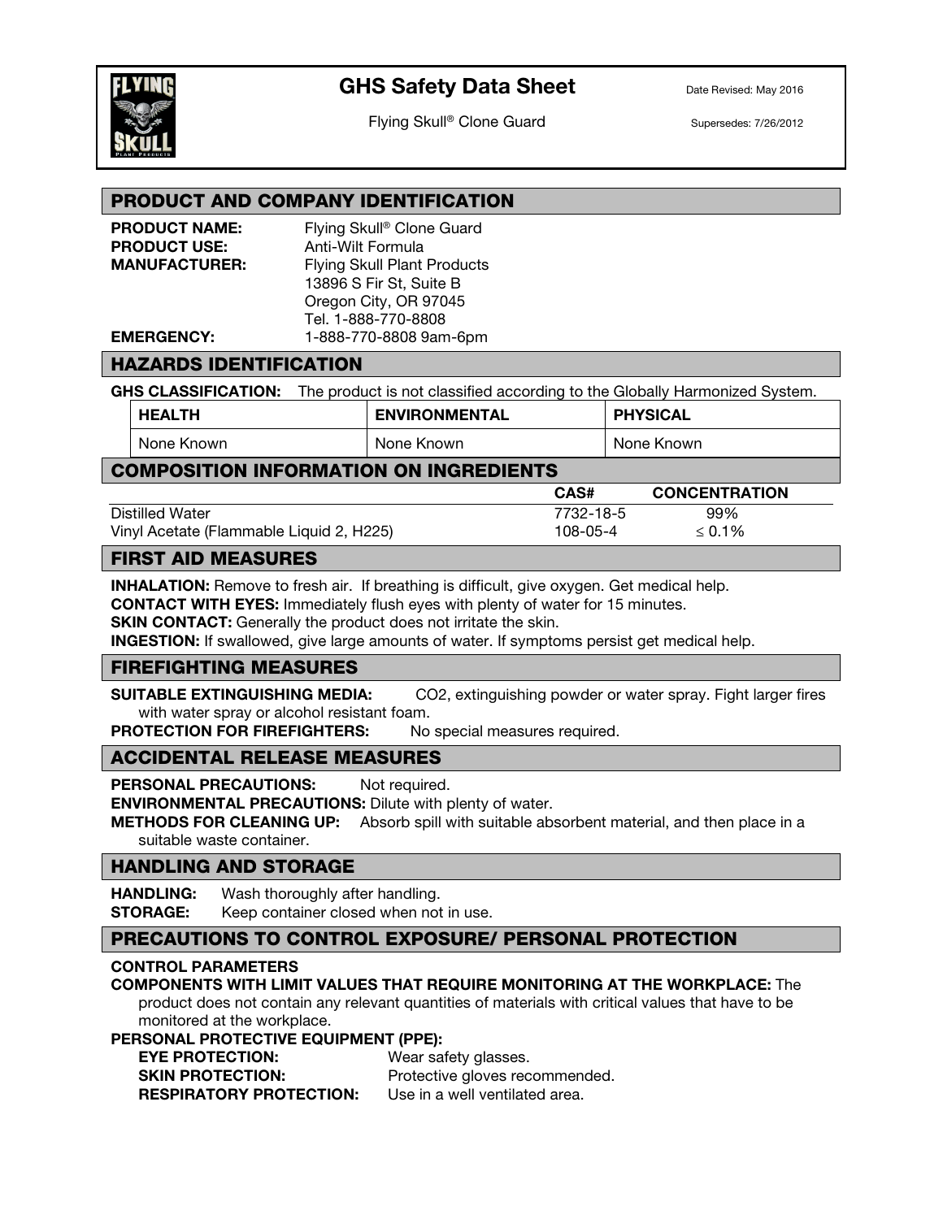# GHS Safety Data Sheet

Flying Skull® Clone Guard

Date Revised: May 2016

Supersedes: 7/26/2012

## PRODUCT AND COMPANY IDENTIFICATION

**PRODUCT NAME:** Flying Skull® Clone Guard
**PRODUCT USE:** Anti-Wilt Formula
**MANUFACTURER:** Flying Skull Plant Products
13896 S Fir St, Suite B
Oregon City, OR 97045
Tel. 1-888-770-8808
**EMERGENCY:** 1-888-770-8808 9am-6pm

## HAZARDS IDENTIFICATION

**GHS CLASSIFICATION:** The product is not classified according to the Globally Harmonized System.

| HEALTH | ENVIRONMENTAL | PHYSICAL |
|---|---|---|
| None Known | None Known | None Known |

## COMPOSITION INFORMATION ON INGREDIENTS

| | CAS# | CONCENTRATION |
|---|---|---|
| Distilled Water | 7732-18-5 | 99% |
| Vinyl Acetate (Flammable Liquid 2, H225) | 108-05-4 | ≤ 0.1% |

## FIRST AID MEASURES

**INHALATION:** Remove to fresh air. If breathing is difficult, give oxygen. Get medical help.
**CONTACT WITH EYES:** Immediately flush eyes with plenty of water for 15 minutes.
**SKIN CONTACT:** Generally the product does not irritate the skin.
**INGESTION:** If swallowed, give large amounts of water. If symptoms persist get medical help.

## FIREFIGHTING MEASURES

**SUITABLE EXTINGUISHING MEDIA:** $CO_2$, extinguishing powder or water spray. Fight larger fires with water spray or alcohol resistant foam.
**PROTECTION FOR FIREFIGHTERS:** No special measures required.

## ACCIDENTAL RELEASE MEASURES

**PERSONAL PRECAUTIONS:** Not required.
**ENVIRONMENTAL PRECAUTIONS:** Dilute with plenty of water.
**METHODS FOR CLEANING UP:** Absorb spill with suitable absorbent material, and then place in a suitable waste container.

## HANDLING AND STORAGE

**HANDLING:** Wash thoroughly after handling.
**STORAGE:** Keep container closed when not in use.

## PRECAUTIONS TO CONTROL EXPOSURE/ PERSONAL PROTECTION

**CONTROL PARAMETERS**
**COMPONENTS WITH LIMIT VALUES THAT REQUIRE MONITORING AT THE WORKPLACE:** The product does not contain any relevant quantities of materials with critical values that have to be monitored at the workplace.
**PERSONAL PROTECTIVE EQUIPMENT (PPE):**
**EYE PROTECTION:** Wear safety glasses.
**SKIN PROTECTION:** Protective gloves recommended.
**RESPIRATORY PROTECTION:** Use in a well ventilated area.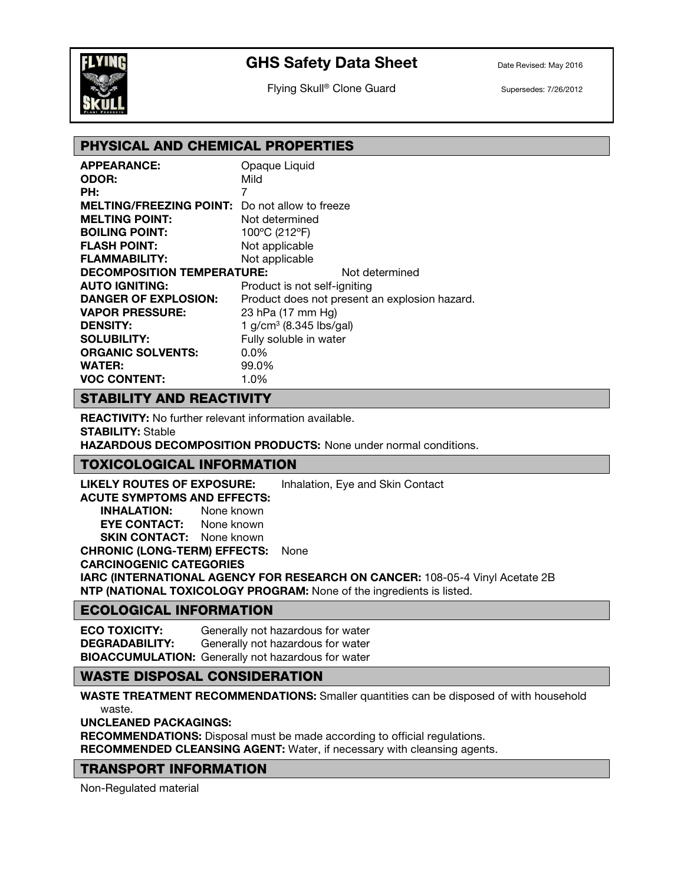# GHS Safety Data Sheet

Flying Skull® Clone Guard

Date Revised: May 2016

Supersedes: 7/26/2012

## PHYSICAL AND CHEMICAL PROPERTIES

**APPEARANCE:** Opaque Liquid
**ODOR:** Mild
**PH:** 7
**MELTING/FREEZING POINT:** Do not allow to freeze
**MELTING POINT:** Not determined
**BOILING POINT:** 100ºC (212ºF)
**FLASH POINT:** Not applicable
**FLAMMABILITY:** Not applicable
**DECOMPOSITION TEMPERATURE:** Not determined
**AUTO IGNITING:** Product is not self-igniting
**DANGER OF EXPLOSION:** Product does not present an explosion hazard.
**VAPOR PRESSURE:** 23 hPa (17 mm Hg)
**DENSITY:** 1 g/cm$^3$ (8.345 lbs/gal)
**SOLUBILITY:** Fully soluble in water
**ORGANIC SOLVENTS:** 0.0%
**WATER:** 99.0%
**VOC CONTENT:** 1.0%

## STABILITY AND REACTIVITY

**REACTIVITY:** No further relevant information available.
**STABILITY:** Stable
**HAZARDOUS DECOMPOSITION PRODUCTS:** None under normal conditions.

## TOXICOLOGICAL INFORMATION

**LIKELY ROUTES OF EXPOSURE:** Inhalation, Eye and Skin Contact
**ACUTE SYMPTOMS AND EFFECTS:**
- **INHALATION:** None known
- **EYE CONTACT:** None known
- **SKIN CONTACT:** None known

**CHRONIC (LONG-TERM) EFFECTS:** None
**CARCINOGENIC CATEGORIES**
**IARC (INTERNATIONAL AGENCY FOR RESEARCH ON CANCER:** 108-05-4 Vinyl Acetate 2B
**NTP (NATIONAL TOXICOLOGY PROGRAM:** None of the ingredients is listed.

## ECOLOGICAL INFORMATION

**ECO TOXICITY:** Generally not hazardous for water
**DEGRADABILITY:** Generally not hazardous for water
**BIOACCUMULATION:** Generally not hazardous for water

## WASTE DISPOSAL CONSIDERATION

**WASTE TREATMENT RECOMMENDATIONS:** Smaller quantities can be disposed of with household waste.
**UNCLEANED PACKAGINGS:**
**RECOMMENDATIONS:** Disposal must be made according to official regulations.
**RECOMMENDED CLEANSING AGENT:** Water, if necessary with cleansing agents.

## TRANSPORT INFORMATION

Non-Regulated material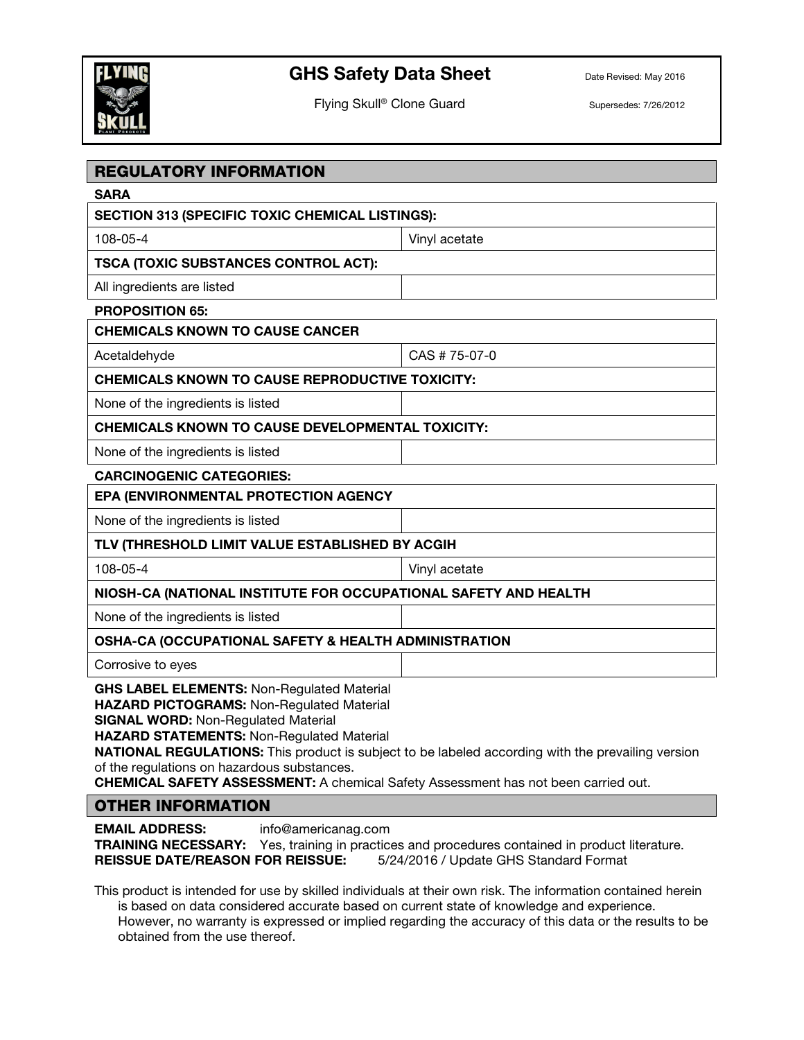# GHS Safety Data Sheet

Flying Skull® Clone Guard

Date Revised: May 2016

Supersedes: 7/26/2012

## REGULATORY INFORMATION

**SARA**

| | |
|---|---|
| **SECTION 313 (SPECIFIC TOXIC CHEMICAL LISTINGS):** | |
| 108-05-4 | Vinyl acetate |
| **TSCA (TOXIC SUBSTANCES CONTROL ACT):** | |
| All ingredients are listed | |

**PROPOSITION 65:**

| | |
|---|---|
| **CHEMICALS KNOWN TO CAUSE CANCER** | |
| Acetaldehyde | CAS # 75-07-0 |
| **CHEMICALS KNOWN TO CAUSE REPRODUCTIVE TOXICITY:** | |
| None of the ingredients is listed | |
| **CHEMICALS KNOWN TO CAUSE DEVELOPMENTAL TOXICITY:** | |
| None of the ingredients is listed | |

**CARCINOGENIC CATEGORIES:**

| | |
|---|---|
| **EPA (ENVIRONMENTAL PROTECTION AGENCY** | |
| None of the ingredients is listed | |
| **TLV (THRESHOLD LIMIT VALUE ESTABLISHED BY ACGIH** | |
| 108-05-4 | Vinyl acetate |
| **NIOSH-CA (NATIONAL INSTITUTE FOR OCCUPATIONAL SAFETY AND HEALTH** | |
| None of the ingredients is listed | |
| **OSHA-CA (OCCUPATIONAL SAFETY & HEALTH ADMINISTRATION** | |
| Corrosive to eyes | |

**GHS LABEL ELEMENTS:** Non-Regulated Material
**HAZARD PICTOGRAMS:** Non-Regulated Material
**SIGNAL WORD:** Non-Regulated Material
**HAZARD STATEMENTS:** Non-Regulated Material
**NATIONAL REGULATIONS:** This product is subject to be labeled according with the prevailing version of the regulations on hazardous substances.
**CHEMICAL SAFETY ASSESSMENT:** A chemical Safety Assessment has not been carried out.

## OTHER INFORMATION

**EMAIL ADDRESS:** info@americanag.com
**TRAINING NECESSARY:** Yes, training in practices and procedures contained in product literature.
**REISSUE DATE/REASON FOR REISSUE:** 5/24/2016 / Update GHS Standard Format

This product is intended for use by skilled individuals at their own risk. The information contained herein is based on data considered accurate based on current state of knowledge and experience. However, no warranty is expressed or implied regarding the accuracy of this data or the results to be obtained from the use thereof.